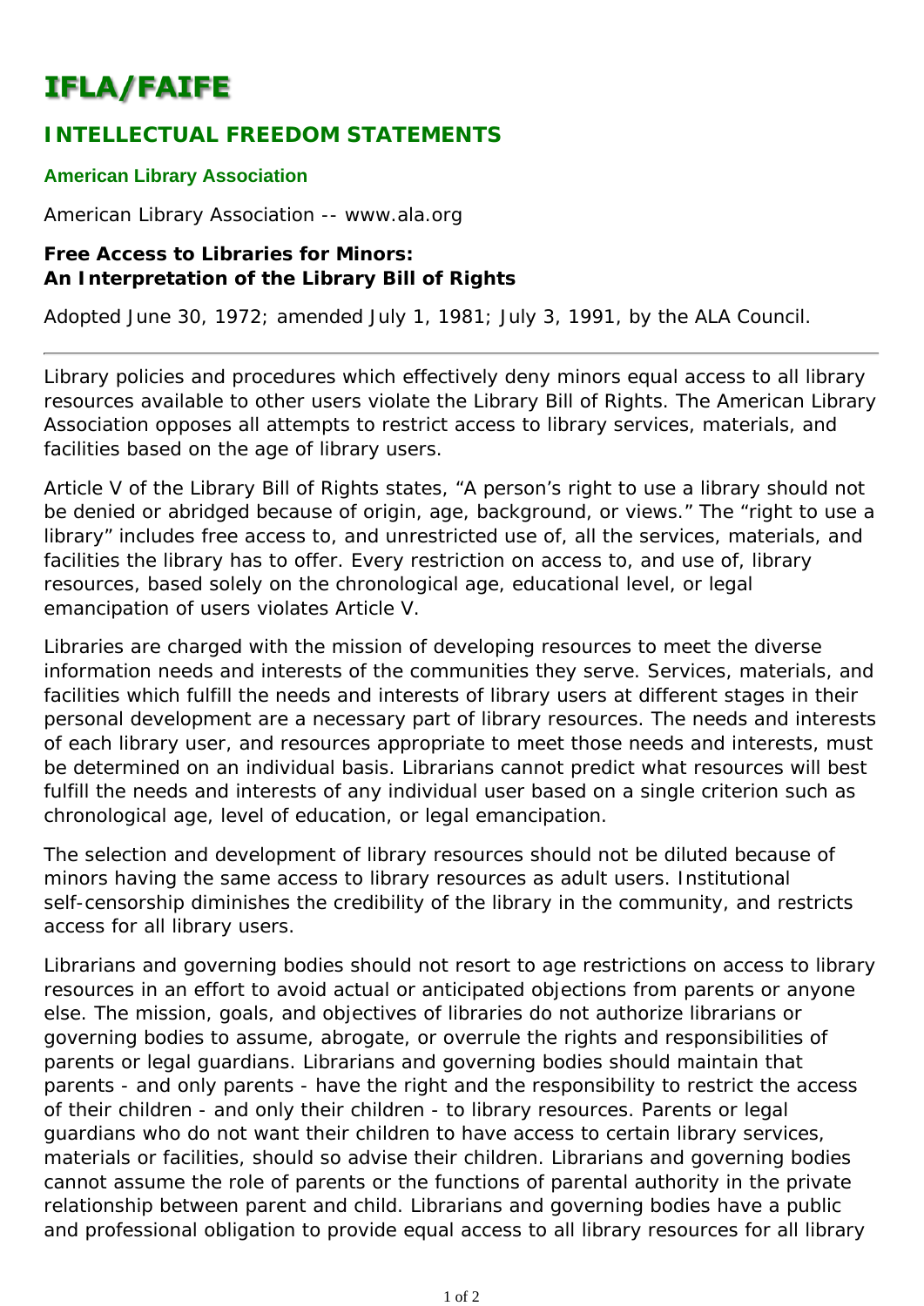# IFLA/FAIFE

## INTELLECTUAL FREEDOM STATEMENTS

### American Library Association

American Library Association -- www.ala.org

**Free Access to Libraries for Minors:**
**An Interpretation of the Library Bill of Rights**

Adopted June 30, 1972; amended July 1, 1981; July 3, 1991, by the ALA Council.

---

Library policies and procedures which effectively deny minors equal access to all library resources available to other users violate the Library Bill of Rights. The American Library Association opposes all attempts to restrict access to library services, materials, and facilities based on the age of library users.

Article V of the Library Bill of Rights states, "A person's right to use a library should not be denied or abridged because of origin, age, background, or views." The "right to use a library" includes free access to, and unrestricted use of, all the services, materials, and facilities the library has to offer. Every restriction on access to, and use of, library resources, based solely on the chronological age, educational level, or legal emancipation of users violates Article V.

Libraries are charged with the mission of developing resources to meet the diverse information needs and interests of the communities they serve. Services, materials, and facilities which fulfill the needs and interests of library users at different stages in their personal development are a necessary part of library resources. The needs and interests of each library user, and resources appropriate to meet those needs and interests, must be determined on an individual basis. Librarians cannot predict what resources will best fulfill the needs and interests of any individual user based on a single criterion such as chronological age, level of education, or legal emancipation.

The selection and development of library resources should not be diluted because of minors having the same access to library resources as adult users. Institutional self-censorship diminishes the credibility of the library in the community, and restricts access for all library users.

Librarians and governing bodies should not resort to age restrictions on access to library resources in an effort to avoid actual or anticipated objections from parents or anyone else. The mission, goals, and objectives of libraries do not authorize librarians or governing bodies to assume, abrogate, or overrule the rights and responsibilities of parents or legal guardians. Librarians and governing bodies should maintain that parents - and only parents - have the right and the responsibility to restrict the access of their children - and only their children - to library resources. Parents or legal guardians who do not want their children to have access to certain library services, materials or facilities, should so advise their children. Librarians and governing bodies cannot assume the role of parents or the functions of parental authority in the private relationship between parent and child. Librarians and governing bodies have a public and professional obligation to provide equal access to all library resources for all library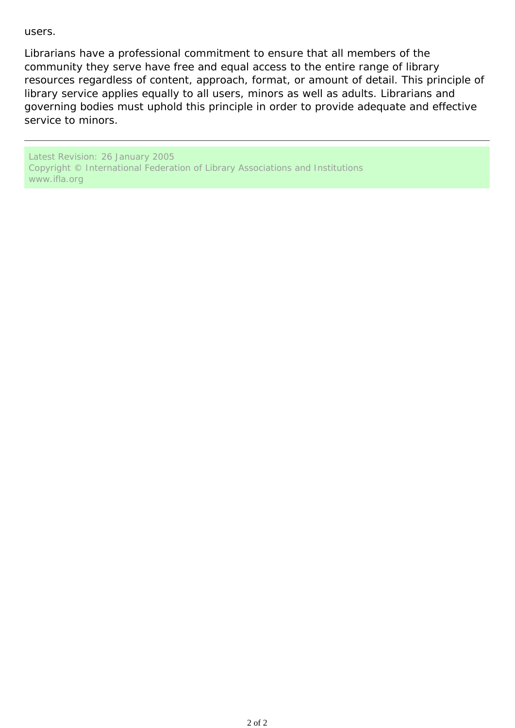users.

Librarians have a professional commitment to ensure that all members of the community they serve have free and equal access to the entire range of library resources regardless of content, approach, format, or amount of detail. This principle of library service applies equally to all users, minors as well as adults. Librarians and governing bodies must uphold this principle in order to provide adequate and effective service to minors.

---

Latest Revision: 26 January 2005
Copyright © International Federation of Library Associations and Institutions
www.ifla.org